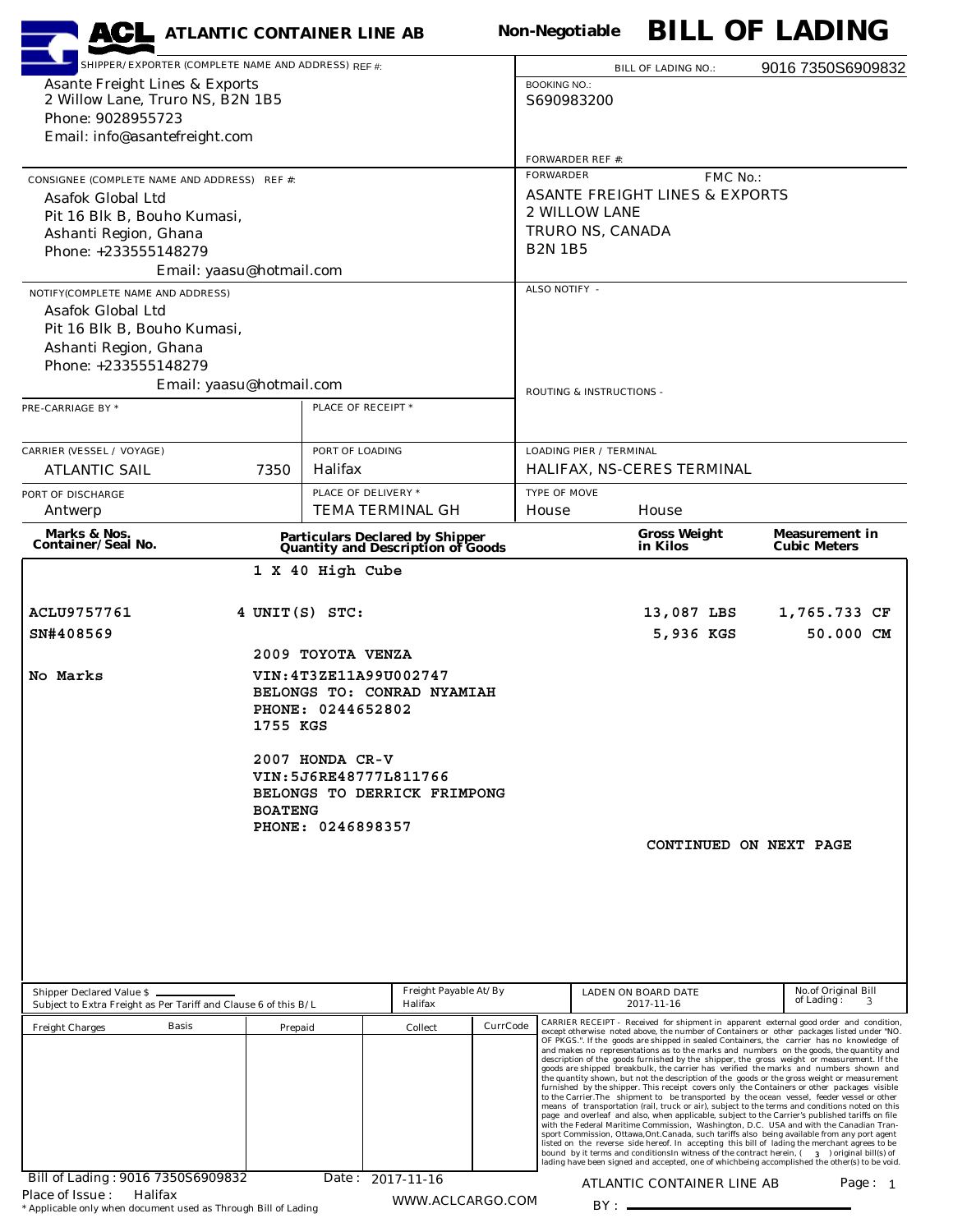# ACL ATLANTIC CONTAINER LINE AB

**Non-Negotiable BILL OF LADING**

| | |
|---|---|
| **SHIPPER/EXPORTER (COMPLETE NAME AND ADDRESS) REF #:**<br>Asante Freight Lines & Exports<br>2 Willow Lane, Truro NS, B2N 1B5<br>Phone: 9028955723<br>Email: info@asantefreight.com | **BILL OF LADING NO.:** 9016 7350S6909832<br>**BOOKING NO.:** S690983200<br>**FORWARDER REF #:** |
| **CONSIGNEE (COMPLETE NAME AND ADDRESS) REF #:**<br>Asafok Global Ltd<br>Pit 16 Blk B, Bouho Kumasi,<br>Ashanti Region, Ghana<br>Phone: +233555148279<br>Email: yaasu@hotmail.com | **FORWARDER** FMC No.:<br>ASANTE FREIGHT LINES & EXPORTS<br>2 WILLOW LANE<br>TRURO NS, CANADA<br>B2N 1B5 |
| **NOTIFY (COMPLETE NAME AND ADDRESS)**<br>Asafok Global Ltd<br>Pit 16 Blk B, Bouho Kumasi,<br>Ashanti Region, Ghana<br>Phone: +233555148279<br>Email: yaasu@hotmail.com | **ALSO NOTIFY -**<br><br>**ROUTING & INSTRUCTIONS -** |

| PRE-CARRIAGE BY * | PLACE OF RECEIPT * | |
|---|---|---|
| | | |
| **CARRIER (VESSEL / VOYAGE)** | **PORT OF LOADING** | **LOADING PIER / TERMINAL** |
| ATLANTIC SAIL 7350 | Halifax | HALIFAX, NS-CERES TERMINAL |
| **PORT OF DISCHARGE** | **PLACE OF DELIVERY *** | **TYPE OF MOVE** |
| Antwerp | TEMA TERMINAL GH | House House |

| Marks & Nos. Container/Seal No. | Particulars Declared by Shipper Quantity and Description of Goods | Gross Weight in Kilos | Measurement in Cubic Meters |
|---|---|---|---|
| | 1 X 40 High Cube | | |
| ACLU9757761<br>SN#408569 | 4 UNIT(S) STC: | 13,087 LBS<br>5,936 KGS | 1,765.733 CF<br>50.000 CM |
| No Marks | 2009 TOYOTA VENZA<br>VIN:4T3ZE11A99U002747<br>BELONGS TO: CONRAD NYAMIAH<br>PHONE: 0244652802<br>1755 KGS<br><br>2007 HONDA CR-V<br>VIN:5J6RE48777L811766<br>BELONGS TO DERRICK FRIMPONG BOATENG<br>PHONE: 0246898357 | | |
| | | CONTINUED ON NEXT PAGE | |

Shipper Declared Value $ ________
Subject to Extra Freight as Per Tariff and Clause 6 of this B/L

Freight Payable At/By: Halifax

LADEN ON BOARD DATE: 2017-11-16

No.of Original Bill of Lading: 3

| Freight Charges | Basis | Prepaid | Collect | CurrCode |
|---|---|---|---|---|
| | | | | |

CARRIER RECEIPT - Received for shipment in apparent external good order and condition, except otherwise noted above, the number of Containers or other packages listed under "NO. OF PKGS.". If the goods are shipped in sealed Containers, the carrier has no knowledge of and makes no representations as to the marks and numbers on the goods, the quantity and description of the goods furnished by the shipper, the gross weight or measurement. If the goods are shipped breakbulk, the carrier has verified the marks and numbers shown and the quantity shown, but not the description of the goods or the gross weight or measurement furnished by the shipper. This receipt covers only the Containers or other packages visible to the Carrier. The shipment to be transported by the ocean vessel, feeder vessel or other means of transportation (rail, truck or air), subject to the terms and conditions noted on this page and overleaf and also, when applicable, subject to the Carrier's published tariffs on file with the Federal Maritime Commission, Washington, D.C. USA and with the Canadian Transport Commission, Ottawa,Ont.Canada, such tariffs also being available from any port agent listed on the reverse side hereof. In accepting this bill of lading the merchant agrees to be bound by it terms and conditionsIn witness of the contract herein, ( 3 ) original bill(s) of lading have been signed and accepted, one of whichbeing accomplished the other(s) to be void.

Bill of Lading : 9016 7350S6909832 Date : 2017-11-16

Place of Issue : Halifax

ATLANTIC CONTAINER LINE AB

BY : ________________

WWW.ACLCARGO.COM

* Applicable only when document used as Through Bill of Lading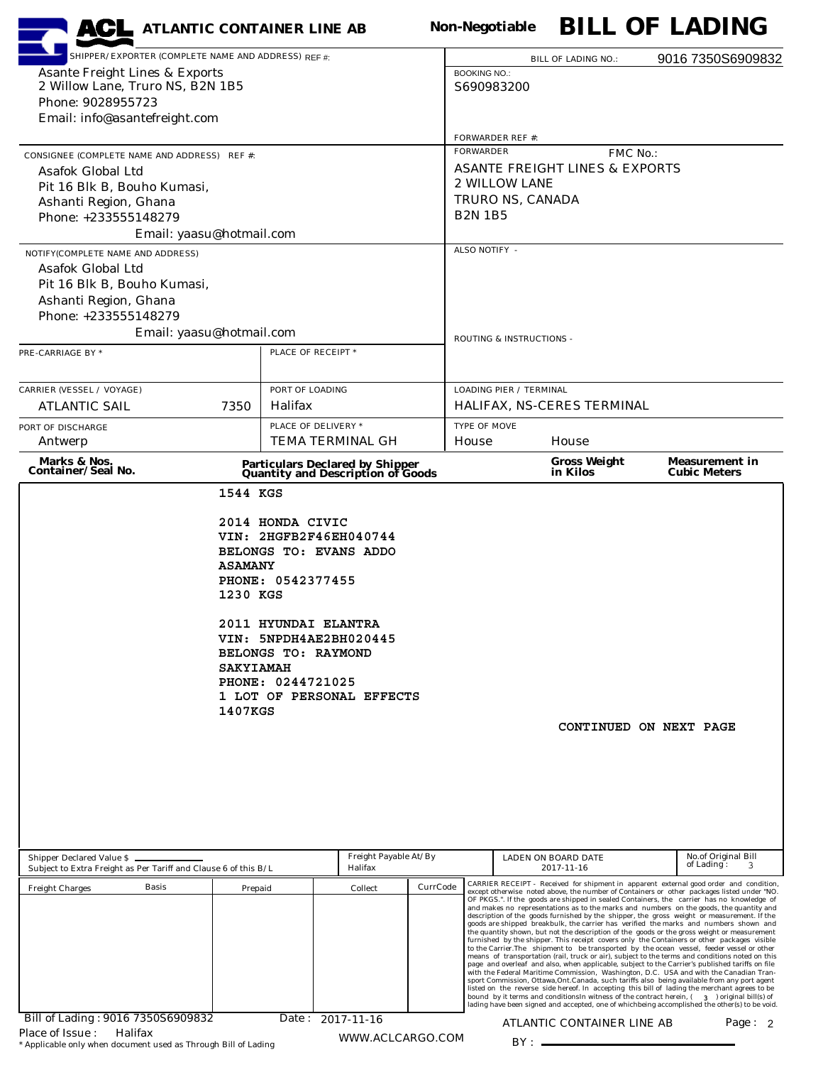# ATLANTIC CONTAINER LINE AB

**Non-Negotiable BILL OF LADING**

| | |
|---|---|
| **SHIPPER/EXPORTER (COMPLETE NAME AND ADDRESS) REF #:**<br>Asante Freight Lines & Exports<br>2 Willow Lane, Truro NS, B2N 1B5<br>Phone: 9028955723<br>Email: info@asantefreight.com | **BILL OF LADING NO.:** 9016 7350S6909832<br>**BOOKING NO.:** S690983200<br>**FORWARDER REF #:** |
| **CONSIGNEE (COMPLETE NAME AND ADDRESS) REF #:**<br>Asafok Global Ltd<br>Pit 16 Blk B, Bouho Kumasi,<br>Ashanti Region, Ghana<br>Phone: +233555148279<br>Email: yaasu@hotmail.com | **FORWARDER** **FMC No.:**<br>ASANTE FREIGHT LINES & EXPORTS<br>2 WILLOW LANE<br>TRURO NS, CANADA<br>B2N 1B5 |
| **NOTIFY(COMPLETE NAME AND ADDRESS)**<br>Asafok Global Ltd<br>Pit 16 Blk B, Bouho Kumasi,<br>Ashanti Region, Ghana<br>Phone: +233555148279<br>Email: yaasu@hotmail.com | **ALSO NOTIFY -**<br><br>**ROUTING & INSTRUCTIONS -** |

| PRE-CARRIAGE BY * | PLACE OF RECEIPT * | |
|---|---|---|
| | | |
| **CARRIER (VESSEL / VOYAGE)** | **PORT OF LOADING** | **LOADING PIER / TERMINAL** |
| ATLANTIC SAIL 7350 | Halifax | HALIFAX, NS-CERES TERMINAL |
| **PORT OF DISCHARGE** | **PLACE OF DELIVERY *** | **TYPE OF MOVE** |
| Antwerp | TEMA TERMINAL GH | House House |

| Marks & Nos. Container/Seal No. | Particulars Declared by Shipper Quantity and Description of Goods | Gross Weight in Kilos | Measurement in Cubic Meters |
|---|---|---|---|
| | 1544 KGS<br><br>2014 HONDA CIVIC<br>VIN: 2HGFB2F46EH040744<br>BELONGS TO: EVANS ADDO ASAMANY<br>PHONE: 0542377455<br>1230 KGS<br><br>2011 HYUNDAI ELANTRA<br>VIN: 5NPDH4AE2BH020445<br>BELONGS TO: RAYMOND SAKYIAMAH<br>PHONE: 0244721025<br>1 LOT OF PERSONAL EFFECTS<br>1407KGS | | |

CONTINUED ON NEXT PAGE

| Shipper Declared Value $ ________ Subject to Extra Freight as Per Tariff and Clause 6 of this B/L | Freight Payable At/By Halifax | LADEN ON BOARD DATE 2017-11-16 | No.of Original Bill of Lading: 3 |
|---|---|---|---|

| Freight Charges | Basis | Prepaid | Collect | CurrCode |
|---|---|---|---|---|
| | | | | |

CARRIER RECEIPT - Received for shipment in apparent external good order and condition, except otherwise noted above, the number of Containers or other packages listed under "NO. OF PKGS.". If the goods are shipped in sealed Containers, the carrier has no knowledge of and makes no representations as to the marks and numbers on the goods, the quantity and description of the goods furnished by the shipper, the gross weight or measurement. If the goods are shipped breakbulk, the carrier has verified the marks and numbers shown and the quantity shown, but not the description of the goods or the gross weight or measurement furnished by the shipper. This receipt covers only the Containers or other packages visible to the Carrier.The shipment to be transported by the ocean vessel, feeder vessel or other means of transportation (rail, truck or air), subject to the terms and conditions noted on this page and overleaf and also, when applicable, subject to the Carrier's published tariffs on file with the Federal Maritime Commission, Washington, D.C. USA and with the Canadian Transport Commission, Ottawa,Ont.Canada, such tariffs also being available from any port agent listed on the reverse side hereof. In accepting this bill of lading the merchant agrees to be bound by it terms and conditionsIn witness of the contract herein, ( 3 ) original bill(s) of lading have been signed and accepted, one of whichbeing accomplished the other(s) to be void.

Bill of Lading : 9016 7350S6909832 Date : 2017-11-16

Place of Issue : Halifax

* Applicable only when document used as Through Bill of Lading

WWW.ACLCARGO.COM

ATLANTIC CONTAINER LINE AB

BY : ____________________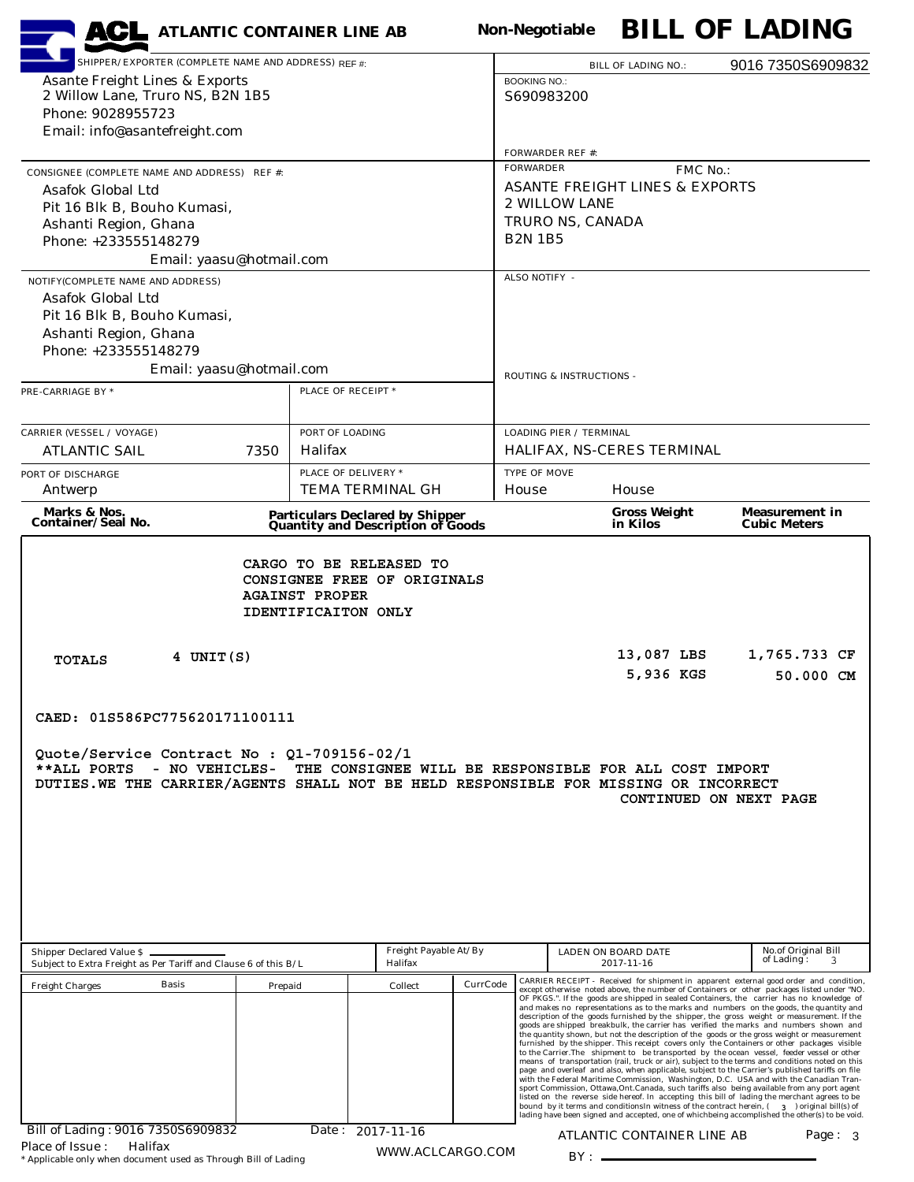# ACL ATLANTIC CONTAINER LINE AB

**Non-Negotiable BILL OF LADING**

| SHIPPER/EXPORTER (COMPLETE NAME AND ADDRESS) REF #: | BILL OF LADING NO.: 9016 7350S6909832 |
|---|---|
| Asante Freight Lines & Exports<br>2 Willow Lane, Truro NS, B2N 1B5<br>Phone: 9028955723<br>Email: info@asantefreight.com | BOOKING NO.:<br>S690983200<br><br>FORWARDER REF #: |
| CONSIGNEE (COMPLETE NAME AND ADDRESS) REF #:<br>Asafok Global Ltd<br>Pit 16 Blk B, Bouho Kumasi,<br>Ashanti Region, Ghana<br>Phone: +233555148279<br>Email: yaasu@hotmail.com | FORWARDER FMC No.:<br>ASANTE FREIGHT LINES & EXPORTS<br>2 WILLOW LANE<br>TRURO NS, CANADA<br>B2N 1B5 |
| NOTIFY(COMPLETE NAME AND ADDRESS)<br>Asafok Global Ltd<br>Pit 16 Blk B, Bouho Kumasi,<br>Ashanti Region, Ghana<br>Phone: +233555148279<br>Email: yaasu@hotmail.com | ALSO NOTIFY -<br><br>ROUTING & INSTRUCTIONS - |

| PRE-CARRIAGE BY * | PLACE OF RECEIPT * | |
|---|---|---|
| CARRIER (VESSEL / VOYAGE)<br>ATLANTIC SAIL 7350 | PORT OF LOADING<br>Halifax | LOADING PIER / TERMINAL<br>HALIFAX, NS-CERES TERMINAL |
| PORT OF DISCHARGE<br>Antwerp | PLACE OF DELIVERY *<br>TEMA TERMINAL GH | TYPE OF MOVE<br>House House |

| Marks & Nos. Container/Seal No. | Particulars Declared by Shipper Quantity and Description of Goods | Gross Weight in Kilos | Measurement in Cubic Meters |
|---|---|---|---|
| | CARGO TO BE RELEASED TO CONSIGNEE FREE OF ORIGINALS AGAINST PROPER IDENTIFICAITON ONLY | | |
| TOTALS | 4 UNIT(S) | 13,087 LBS<br>5,936 KGS | 1,765.733 CF<br>50.000 CM |

CAED: 01S586PC775620171100111

Quote/Service Contract No : Q1-709156-02/1
**ALL PORTS - NO VEHICLES- THE CONSIGNEE WILL BE RESPONSIBLE FOR ALL COST IMPORT DUTIES.WE THE CARRIER/AGENTS SHALL NOT BE HELD RESPONSIBLE FOR MISSING OR INCORRECT

CONTINUED ON NEXT PAGE

| Shipper Declared Value $<br>Subject to Extra Freight as Per Tariff and Clause 6 of this B/L | Freight Payable At/By<br>Halifax | LADEN ON BOARD DATE<br>2017-11-16 | No.of Original Bill of Lading: 3 |
|---|---|---|---|

| Freight Charges | Basis | Prepaid | Collect | CurrCode |
|---|---|---|---|---|
| | | | | |

CARRIER RECEIPT - Received for shipment in apparent external good order and condition, except otherwise noted above, the number of Containers or other packages listed under "NO. OF PKGS.". If the goods are shipped in sealed Containers, the carrier has no knowledge of and makes no representations as to the marks and numbers on the goods, the quantity and description of the goods furnished by the shipper, the gross weight or measurement. If the goods are shipped breakbulk, the carrier has verified the marks and numbers shown and the quantity shown, but not the description of the goods or the gross weight or measurement furnished by the shipper. This receipt covers only the Containers or other packages visible to the Carrier.The shipment to be transported by the ocean vessel, feeder vessel or other means of transportation (rail, truck or air), subject to the terms and conditions noted on this page and overleaf and also, when applicable, subject to the Carrier's published tariffs on file with the Federal Maritime Commission, Washington, D.C. USA and with the Canadian Transport Commission, Ottawa,Ont.Canada, such tariffs also being available from any port agent listed on the reverse side hereof. In accepting this bill of lading the merchant agrees to be bound by it terms and conditionsIn witness of the contract herein, ( 3 ) original bill(s) of lading have been signed and accepted, one of whichbeing accomplished the other(s) to be void.

Bill of Lading : 9016 7350S6909832 Date : 2017-11-16
Place of Issue : Halifax

ATLANTIC CONTAINER LINE AB

BY :

WWW.ACLCARGO.COM

* Applicable only when document used as Through Bill of Lading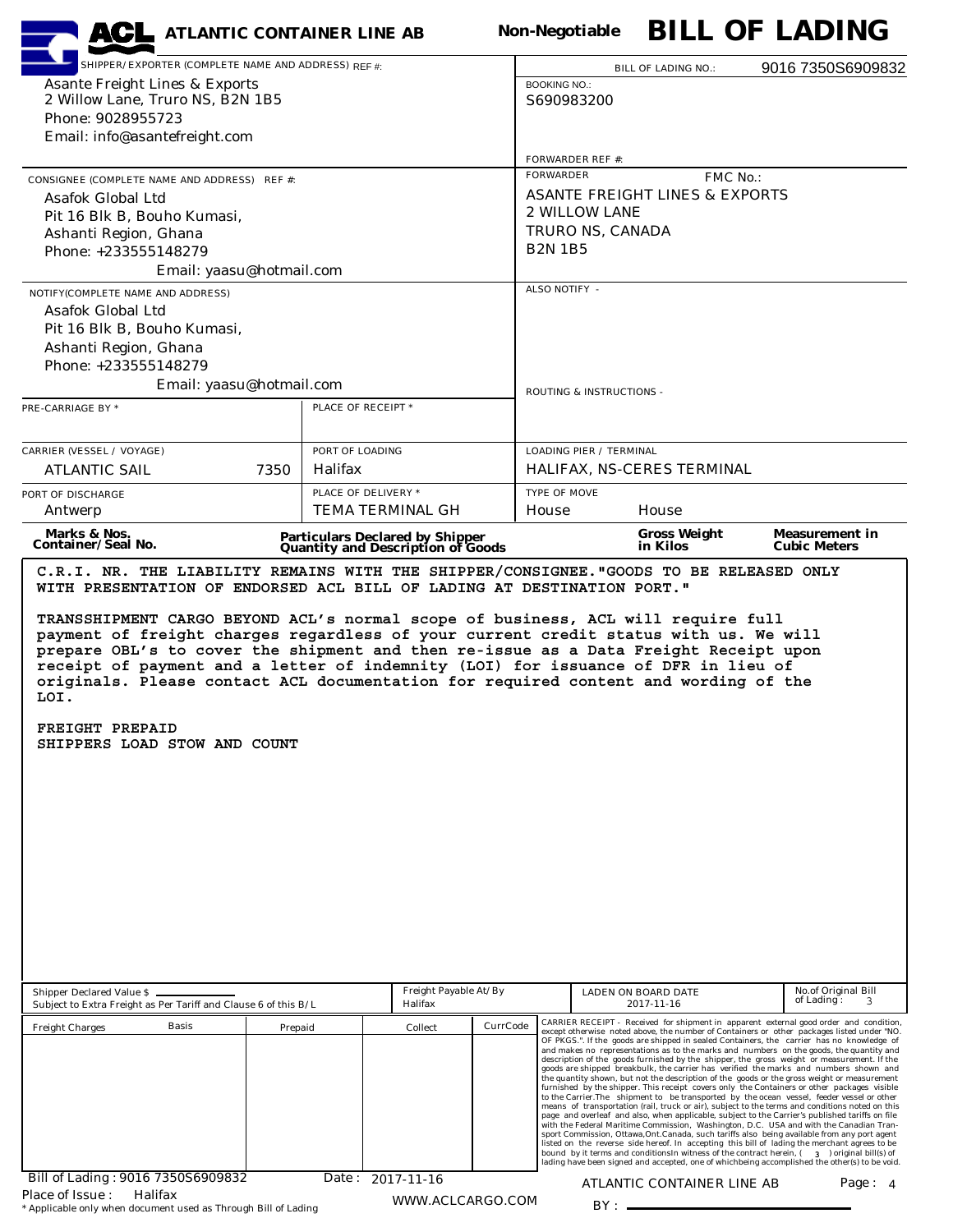# ACL ATLANTIC CONTAINER LINE AB

**Non-Negotiable BILL OF LADING**

| | |
|---|---|
| SHIPPER/EXPORTER (COMPLETE NAME AND ADDRESS) REF #:<br>Asante Freight Lines & Exports<br>2 Willow Lane, Truro NS, B2N 1B5<br>Phone: 9028955723<br>Email: info@asantefreight.com | BILL OF LADING NO.: 9016 7350S6909832<br>BOOKING NO.:<br>S690983200<br>FORWARDER REF #: |
| CONSIGNEE (COMPLETE NAME AND ADDRESS) REF #:<br>Asafok Global Ltd<br>Pit 16 Blk B, Bouho Kumasi,<br>Ashanti Region, Ghana<br>Phone: +233555148279<br>Email: yaasu@hotmail.com | FORWARDER FMC No.:<br>ASANTE FREIGHT LINES & EXPORTS<br>2 WILLOW LANE<br>TRURO NS, CANADA<br>B2N 1B5 |
| NOTIFY(COMPLETE NAME AND ADDRESS)<br>Asafok Global Ltd<br>Pit 16 Blk B, Bouho Kumasi,<br>Ashanti Region, Ghana<br>Phone: +233555148279<br>Email: yaasu@hotmail.com | ALSO NOTIFY -<br>ROUTING & INSTRUCTIONS - |

| | | |
|---|---|---|
| PRE-CARRIAGE BY * | PLACE OF RECEIPT * | |
| CARRIER (VESSEL / VOYAGE)<br>ATLANTIC SAIL 7350 | PORT OF LOADING<br>Halifax | LOADING PIER / TERMINAL<br>HALIFAX, NS-CERES TERMINAL |
| PORT OF DISCHARGE<br>Antwerp | PLACE OF DELIVERY *<br>TEMA TERMINAL GH | TYPE OF MOVE<br>House House |

| Marks & Nos. Container/Seal No. | Particulars Declared by Shipper Quantity and Description of Goods | Gross Weight in Kilos | Measurement in Cubic Meters |
|---|---|---|---|

C.R.I. NR. THE LIABILITY REMAINS WITH THE SHIPPER/CONSIGNEE."GOODS TO BE RELEASED ONLY WITH PRESENTATION OF ENDORSED ACL BILL OF LADING AT DESTINATION PORT."

TRANSSHIPMENT CARGO BEYOND ACL's normal scope of business, ACL will require full payment of freight charges regardless of your current credit status with us. We will prepare OBL's to cover the shipment and then re-issue as a Data Freight Receipt upon receipt of payment and a letter of indemnity (LOI) for issuance of DFR in lieu of originals. Please contact ACL documentation for required content and wording of the LOI.

FREIGHT PREPAID
SHIPPERS LOAD STOW AND COUNT

| | | | |
|---|---|---|---|
| Shipper Declared Value $ ______<br>Subject to Extra Freight as Per Tariff and Clause 6 of this B/L | Freight Payable At/By<br>Halifax | LADEN ON BOARD DATE<br>2017-11-16 | No.of Original Bill of Lading: 3 |

| Freight Charges | Basis | Prepaid | Collect | CurrCode |
|---|---|---|---|---|
| | | | | |

CARRIER RECEIPT - Received for shipment in apparent external good order and condition, except otherwise noted above, the number of Containers or other packages listed under "NO. OF PKGS.". If the goods are shipped in sealed Containers, the carrier has no knowledge of and makes no representations as to the marks and numbers on the goods, the quantity and description of the goods furnished by the shipper, the gross weight or measurement. If the goods are shipped breakbulk, the carrier has verified the marks and numbers shown and the quantity shown, but not the description of the goods or the gross weight or measurement furnished by the shipper. This receipt covers only the Containers or other packages visible to the Carrier.The shipment to be transported by the ocean vessel, feeder vessel or other means of transportation (rail, truck or air), subject to the terms and conditions noted on this page and overleaf and also, when applicable, subject to the Carrier's published tariffs on file with the Federal Maritime Commission, Washington, D.C. USA and with the Canadian Transport Commission, Ottawa,Ont.Canada, such tariffs also being available from any port agent listed on the reverse side hereof. In accepting this bill of lading the merchant agrees to be bound by it terms and conditionsIn witness of the contract herein, ( 3 ) original bill(s) of lading have been signed and accepted, one of whichbeing accomplished the other(s) to be void.

Bill of Lading : 9016 7350S6909832    Date : 2017-11-16
Place of Issue : Halifax

ATLANTIC CONTAINER LINE AB

BY : ______________________

WWW.ACLCARGO.COM

\* Applicable only when document used as Through Bill of Lading